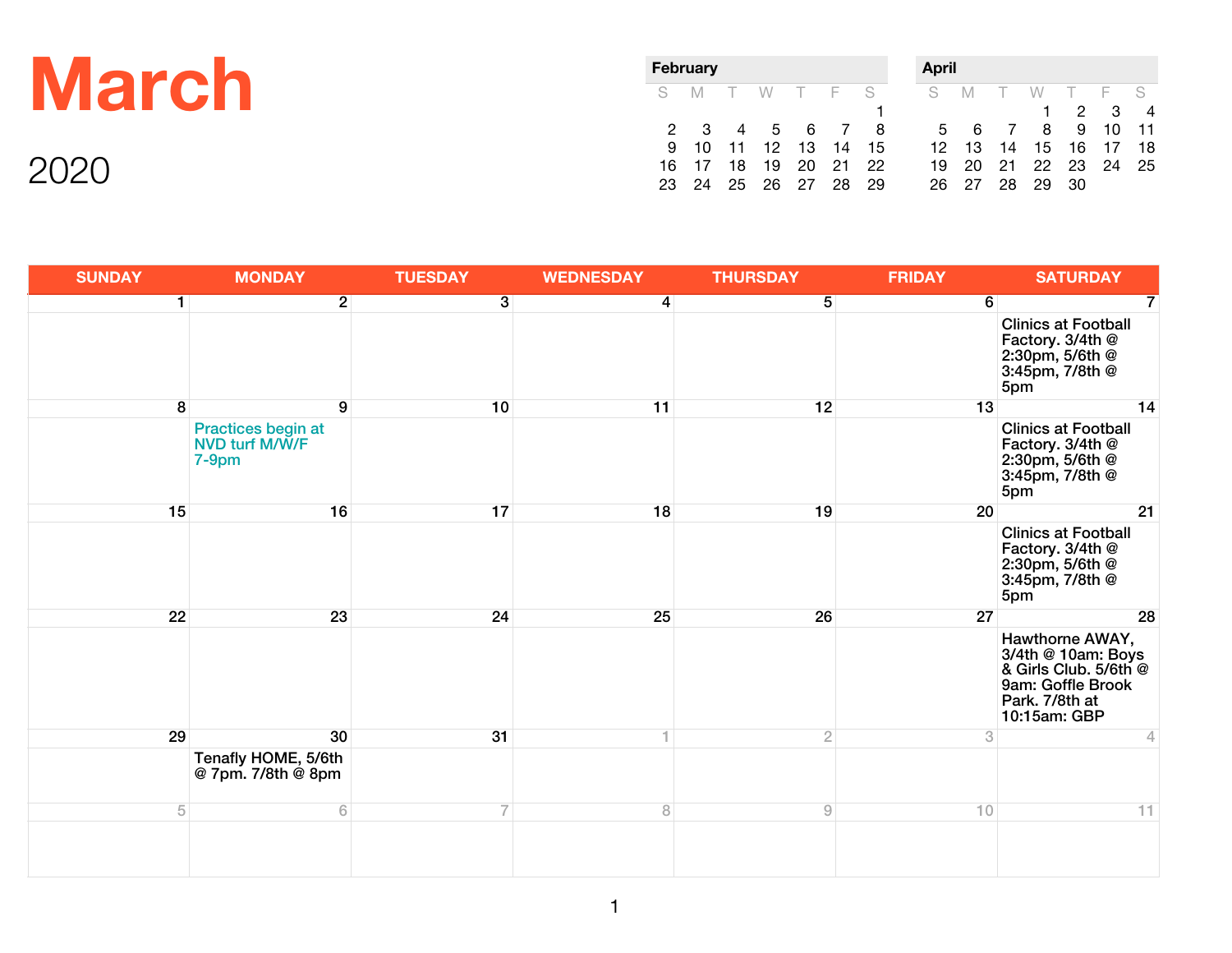# March

2020

| February | | | | | | |
|---|---|---|---|---|---|---|
| S | M | T | W | T | F | S |
| | | | | | | 1 |
| 2 | 3 | 4 | 5 | 6 | 7 | 8 |
| 9 | 10 | 11 | 12 | 13 | 14 | 15 |
| 16 | 17 | 18 | 19 | 20 | 21 | 22 |
| 23 | 24 | 25 | 26 | 27 | 28 | 29 |

| April | | | | | | |
|---|---|---|---|---|---|---|
| S | M | T | W | T | F | S |
| | | | 1 | 2 | 3 | 4 |
| 5 | 6 | 7 | 8 | 9 | 10 | 11 |
| 12 | 13 | 14 | 15 | 16 | 17 | 18 |
| 19 | 20 | 21 | 22 | 23 | 24 | 25 |
| 26 | 27 | 28 | 29 | 30 | | |

| SUNDAY | MONDAY | TUESDAY | WEDNESDAY | THURSDAY | FRIDAY | SATURDAY |
|---|---|---|---|---|---|---|
| 1 | 2 | 3 | 4 | 5 | 6 | 7<br>Clinics at Football Factory. 3/4th @ 2:30pm, 5/6th @ 3:45pm, 7/8th @ 5pm |
| 8 | 9<br>Practices begin at NVD turf M/W/F 7-9pm | 10 | 11 | 12 | 13 | 14<br>Clinics at Football Factory. 3/4th @ 2:30pm, 5/6th @ 3:45pm, 7/8th @ 5pm |
| 15 | 16 | 17 | 18 | 19 | 20 | 21<br>Clinics at Football Factory. 3/4th @ 2:30pm, 5/6th @ 3:45pm, 7/8th @ 5pm |
| 22 | 23 | 24 | 25 | 26 | 27 | 28<br>Hawthorne AWAY, 3/4th @ 10am: Boys & Girls Club. 5/6th @ 9am: Goffle Brook Park. 7/8th at 10:15am: GBP |
| 29 | 30<br>Tenafly HOME, 5/6th @ 7pm. 7/8th @ 8pm | 31 | 1 | 2 | 3 | 4 |
| 5 | 6 | 7 | 8 | 9 | 10 | 11 |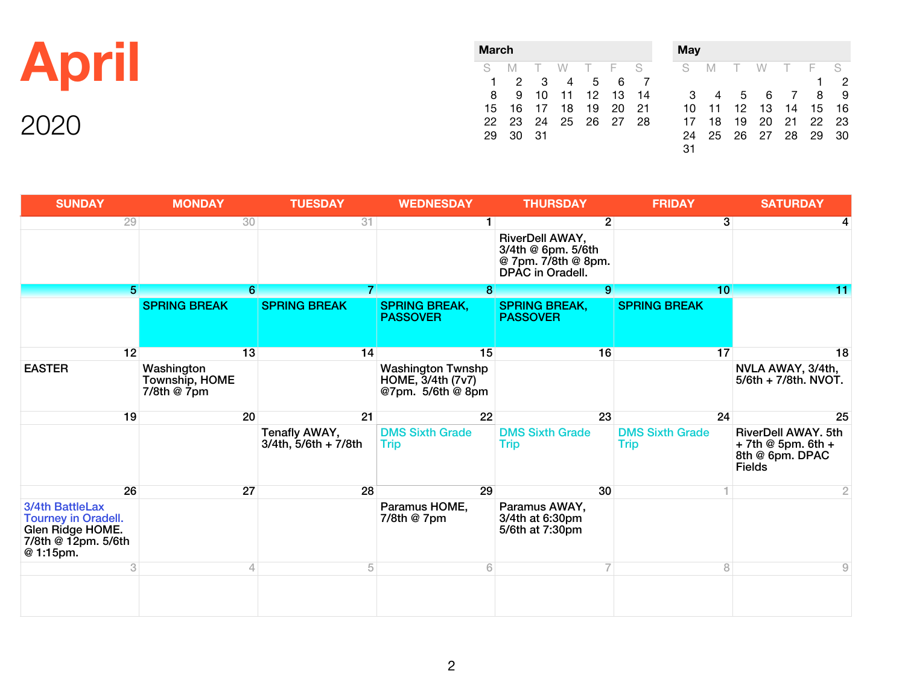# April

2020

**March**

| S | M | T | W | T | F | S |
|---|---|---|---|---|---|---|
| 1 | 2 | 3 | 4 | 5 | 6 | 7 |
| 8 | 9 | 10 | 11 | 12 | 13 | 14 |
| 15 | 16 | 17 | 18 | 19 | 20 | 21 |
| 22 | 23 | 24 | 25 | 26 | 27 | 28 |
| 29 | 30 | 31 | | | | |

**May**

| S | M | T | W | T | F | S |
|---|---|---|---|---|---|---|
| | | | | | 1 | 2 |
| 3 | 4 | 5 | 6 | 7 | 8 | 9 |
| 10 | 11 | 12 | 13 | 14 | 15 | 16 |
| 17 | 18 | 19 | 20 | 21 | 22 | 23 |
| 24 | 25 | 26 | 27 | 28 | 29 | 30 |
| 31 | | | | | | |

| SUNDAY | MONDAY | TUESDAY | WEDNESDAY | THURSDAY | FRIDAY | SATURDAY |
|---|---|---|---|---|---|---|
| 29 | 30 | 31 | 1 | 2<br>RiverDell AWAY, 3/4th @ 6pm. 5/6th @ 7pm. 7/8th @ 8pm. DPAC in Oradell. | 3 | 4 |
| 5 | 6<br>SPRING BREAK | 7<br>SPRING BREAK | 8<br>SPRING BREAK, PASSOVER | 9<br>SPRING BREAK, PASSOVER | 10<br>SPRING BREAK | 11 |
| 12<br>EASTER | 13<br>Washington Township, HOME 7/8th @ 7pm | 14 | 15<br>Washington Twnshp HOME, 3/4th (7v7) @7pm. 5/6th @ 8pm | 16 | 17 | 18<br>NVLA AWAY, 3/4th, 5/6th + 7/8th. NVOT. |
| 19 | 20 | 21<br>Tenafly AWAY, 3/4th, 5/6th + 7/8th | 22<br>DMS Sixth Grade Trip | 23<br>DMS Sixth Grade Trip | 24<br>DMS Sixth Grade Trip | 25<br>RiverDell AWAY. 5th + 7th @ 5pm. 6th + 8th @ 6pm. DPAC Fields |
| 26<br>3/4th BattleLax Tourney in Oradell. Glen Ridge HOME. 7/8th @ 12pm. 5/6th @ 1:15pm. | 27 | 28 | 29<br>Paramus HOME, 7/8th @ 7pm | 30<br>Paramus AWAY, 3/4th at 6:30pm 5/6th at 7:30pm | 1 | 2 |
| 3 | 4 | 5 | 6 | 7 | 8 | 9 |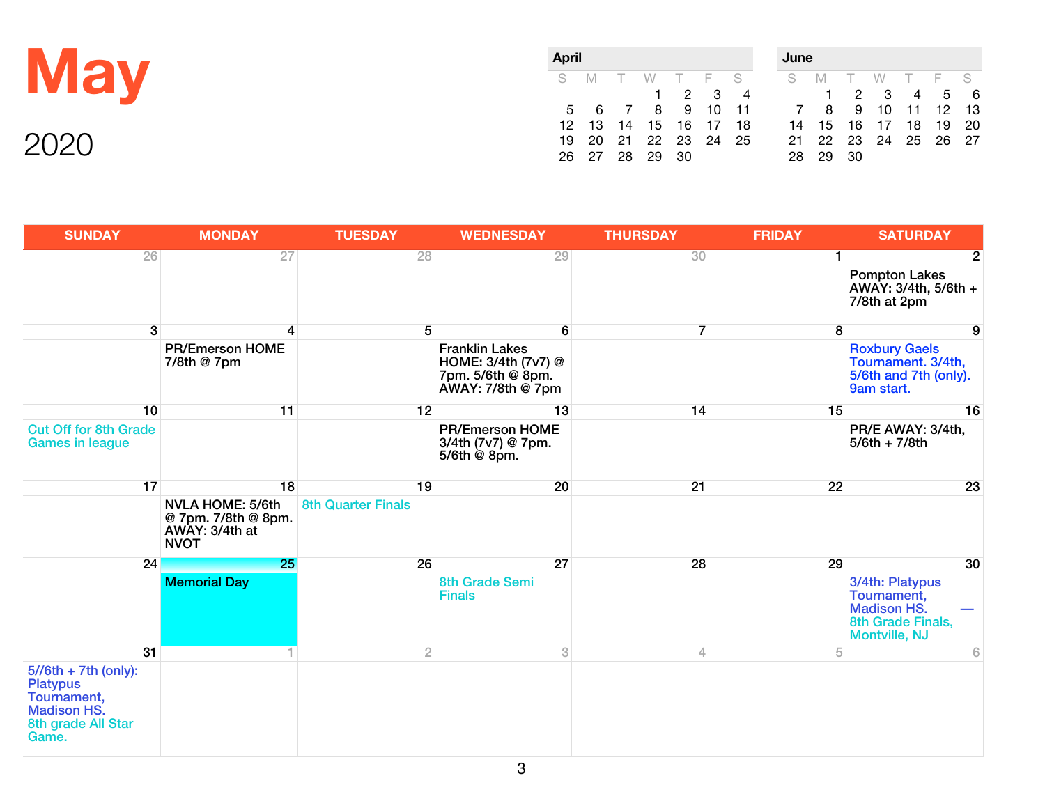# May

2020

**April**

| S | M | T | W | T | F | S |
|---|---|---|---|---|---|---|
| | | | 1 | 2 | 3 | 4 |
| 5 | 6 | 7 | 8 | 9 | 10 | 11 |
| 12 | 13 | 14 | 15 | 16 | 17 | 18 |
| 19 | 20 | 21 | 22 | 23 | 24 | 25 |
| 26 | 27 | 28 | 29 | 30 | | |

**June**

| S | M | T | W | T | F | S |
|---|---|---|---|---|---|---|
| | 1 | 2 | 3 | 4 | 5 | 6 |
| 7 | 8 | 9 | 10 | 11 | 12 | 13 |
| 14 | 15 | 16 | 17 | 18 | 19 | 20 |
| 21 | 22 | 23 | 24 | 25 | 26 | 27 |
| 28 | 29 | 30 | | | | |

| SUNDAY | MONDAY | TUESDAY | WEDNESDAY | THURSDAY | FRIDAY | SATURDAY |
|---|---|---|---|---|---|---|
| 26 | 27 | 28 | 29 | 30 | 1 | 2 Pompton Lakes AWAY: 3/4th, 5/6th + 7/8th at 2pm |
| 3 | 4 PR/Emerson HOME 7/8th @ 7pm | 5 | 6 Franklin Lakes HOME: 3/4th (7v7) @ 7pm. 5/6th @ 8pm. AWAY: 7/8th @ 7pm | 7 | 8 | 9 Roxbury Gaels Tournament. 3/4th, 5/6th and 7th (only). 9am start. |
| 10 Cut Off for 8th Grade Games in league | 11 | 12 | 13 PR/Emerson HOME 3/4th (7v7) @ 7pm. 5/6th @ 8pm. | 14 | 15 | 16 PR/E AWAY: 3/4th, 5/6th + 7/8th |
| 17 | 18 NVLA HOME: 5/6th @ 7pm. 7/8th @ 8pm. AWAY: 3/4th at NVOT | 19 8th Quarter Finals | 20 | 21 | 22 | 23 |
| 24 | 25 Memorial Day | 26 | 27 8th Grade Semi Finals | 28 | 29 | 30 3/4th: Platypus Tournament, Madison HS. — 8th Grade Finals, Montville, NJ |
| 31 5//6th + 7th (only): Platypus Tournament, Madison HS. 8th grade All Star Game. | 1 | 2 | 3 | 4 | 5 | 6 |